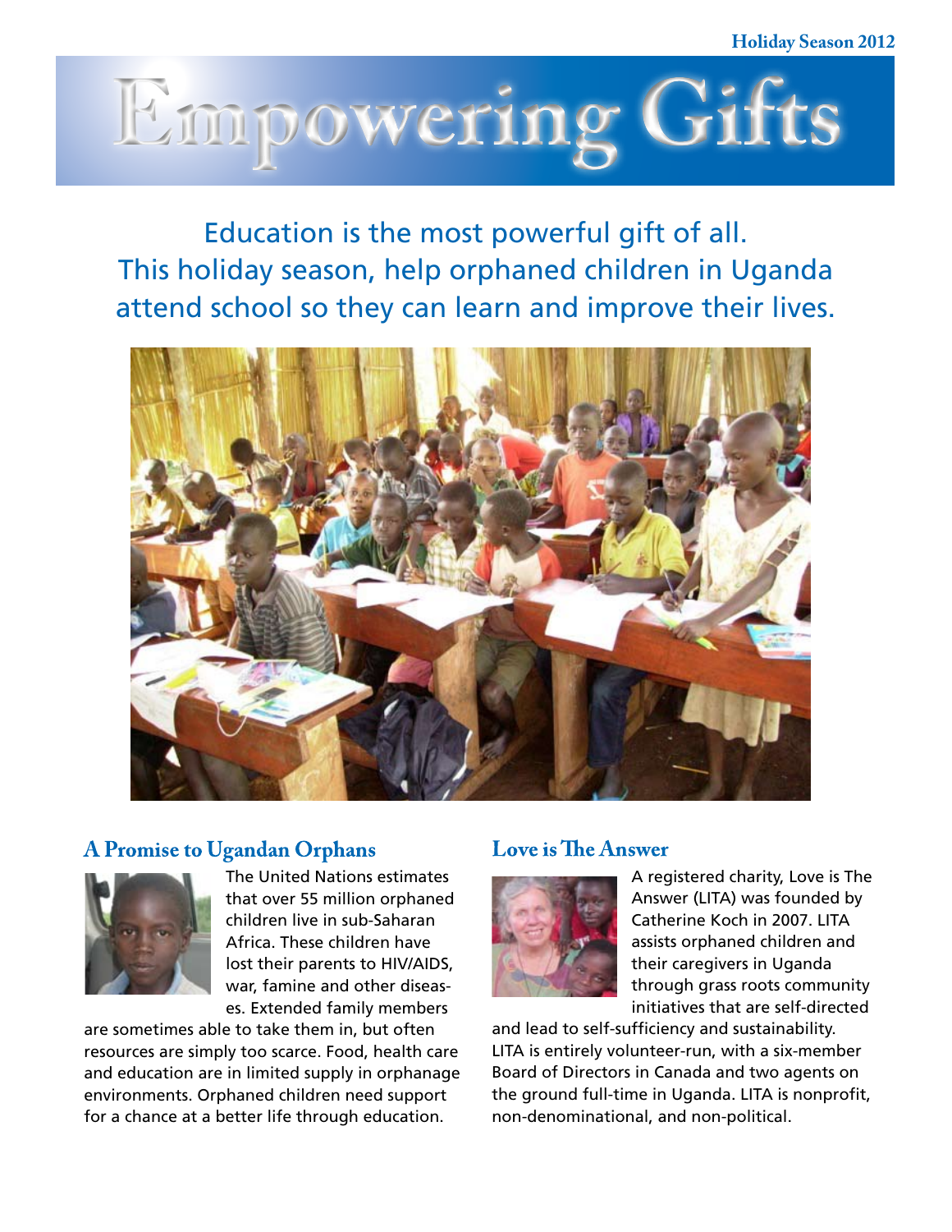Holiday Season 2012

# Empowering Gifts

Education is the most powerful gift of all.
This holiday season, help orphaned children in Uganda attend school so they can learn and improve their lives.

## A Promise to Ugandan Orphans

The United Nations estimates that over 55 million orphaned children live in sub-Saharan Africa. These children have lost their parents to HIV/AIDS, war, famine and other diseases. Extended family members are sometimes able to take them in, but often resources are simply too scarce. Food, health care and education are in limited supply in orphanage environments. Orphaned children need support for a chance at a better life through education.

## Love is The Answer

A registered charity, Love is The Answer (LITA) was founded by Catherine Koch in 2007. LITA assists orphaned children and their caregivers in Uganda through grass roots community initiatives that are self-directed and lead to self-sufficiency and sustainability. LITA is entirely volunteer-run, with a six-member Board of Directors in Canada and two agents on the ground full-time in Uganda. LITA is nonprofit, non-denominational, and non-political.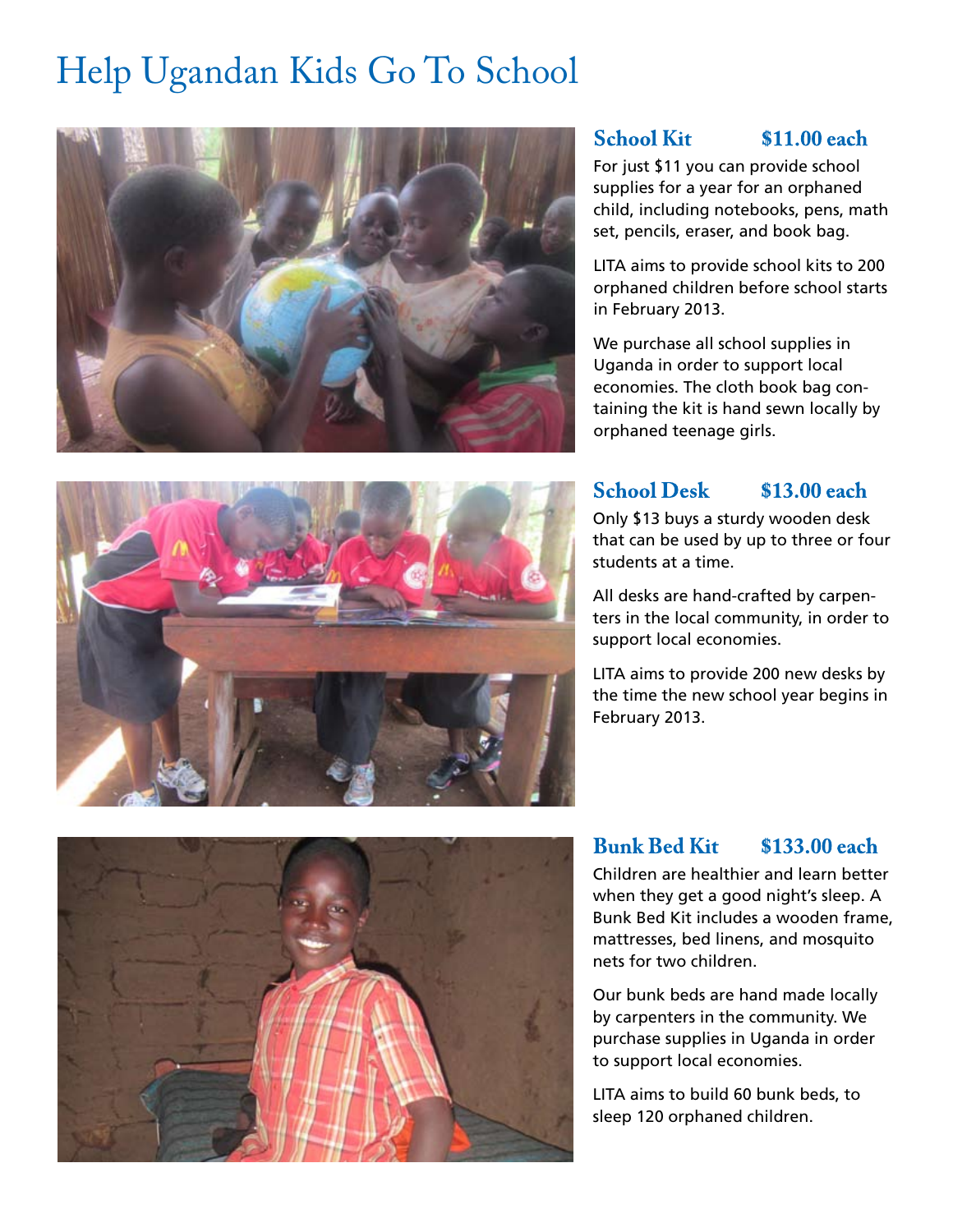# Help Ugandan Kids Go To School

### School Kit $11.00 each

For just $11 you can provide school supplies for a year for an orphaned child, including notebooks, pens, math set, pencils, eraser, and book bag.

LITA aims to provide school kits to 200 orphaned children before school starts in February 2013.

We purchase all school supplies in Uganda in order to support local economies. The cloth book bag containing the kit is hand sewn locally by orphaned teenage girls.

### School Desk $13.00 each

Only $13 buys a sturdy wooden desk that can be used by up to three or four students at a time.

All desks are hand-crafted by carpenters in the local community, in order to support local economies.

LITA aims to provide 200 new desks by the time the new school year begins in February 2013.

### Bunk Bed Kit $133.00 each

Children are healthier and learn better when they get a good night's sleep. A Bunk Bed Kit includes a wooden frame, mattresses, bed linens, and mosquito nets for two children.

Our bunk beds are hand made locally by carpenters in the community. We purchase supplies in Uganda in order to support local economies.

LITA aims to build 60 bunk beds, to sleep 120 orphaned children.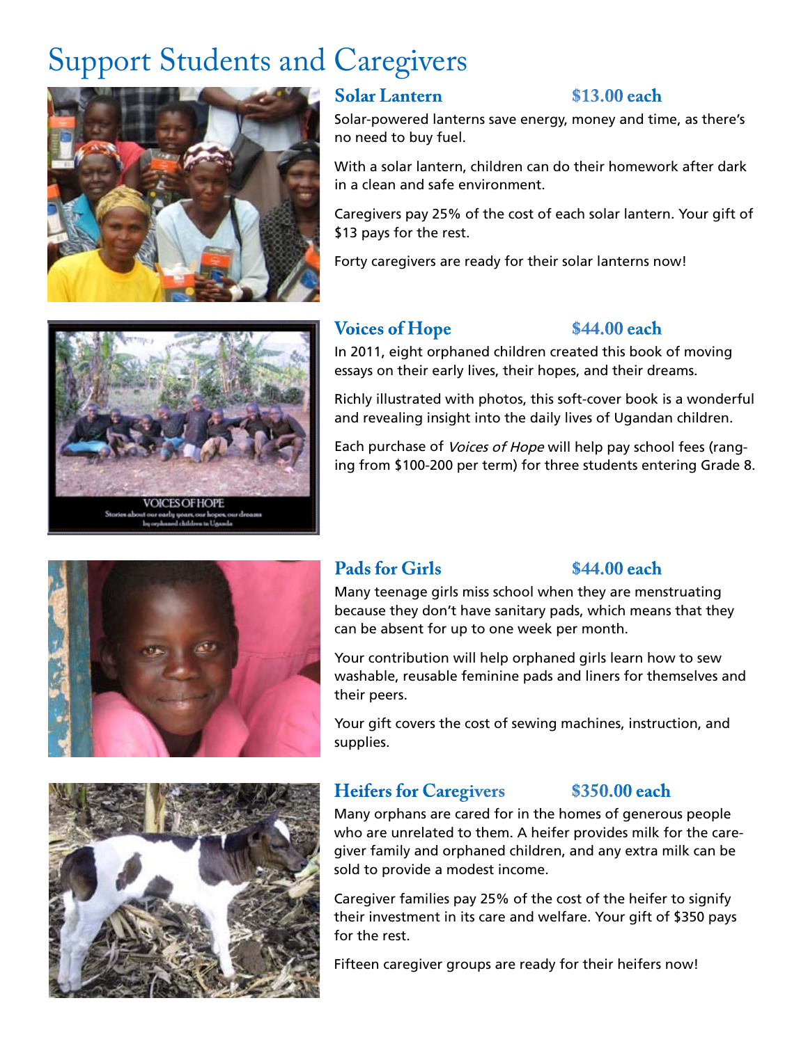# Support Students and Caregivers

## Solar Lantern — $13.00 each

Solar-powered lanterns save energy, money and time, as there's no need to buy fuel.

With a solar lantern, children can do their homework after dark in a clean and safe environment.

Caregivers pay 25% of the cost of each solar lantern. Your gift of $13 pays for the rest.

Forty caregivers are ready for their solar lanterns now!

## Voices of Hope — $44.00 each

VOICES OF HOPE
Stories about our early years, our hopes, our dreams by orphaned children in Uganda

In 2011, eight orphaned children created this book of moving essays on their early lives, their hopes, and their dreams.

Richly illustrated with photos, this soft-cover book is a wonderful and revealing insight into the daily lives of Ugandan children.

Each purchase of *Voices of Hope* will help pay school fees (ranging from $100-200 per term) for three students entering Grade 8.

## Pads for Girls — $44.00 each

Many teenage girls miss school when they are menstruating because they don't have sanitary pads, which means that they can be absent for up to one week per month.

Your contribution will help orphaned girls learn how to sew washable, reusable feminine pads and liners for themselves and their peers.

Your gift covers the cost of sewing machines, instruction, and supplies.

## Heifers for Caregivers — $350.00 each

Many orphans are cared for in the homes of generous people who are unrelated to them. A heifer provides milk for the caregiver family and orphaned children, and any extra milk can be sold to provide a modest income.

Caregiver families pay 25% of the cost of the heifer to signify their investment in its care and welfare. Your gift of $350 pays for the rest.

Fifteen caregiver groups are ready for their heifers now!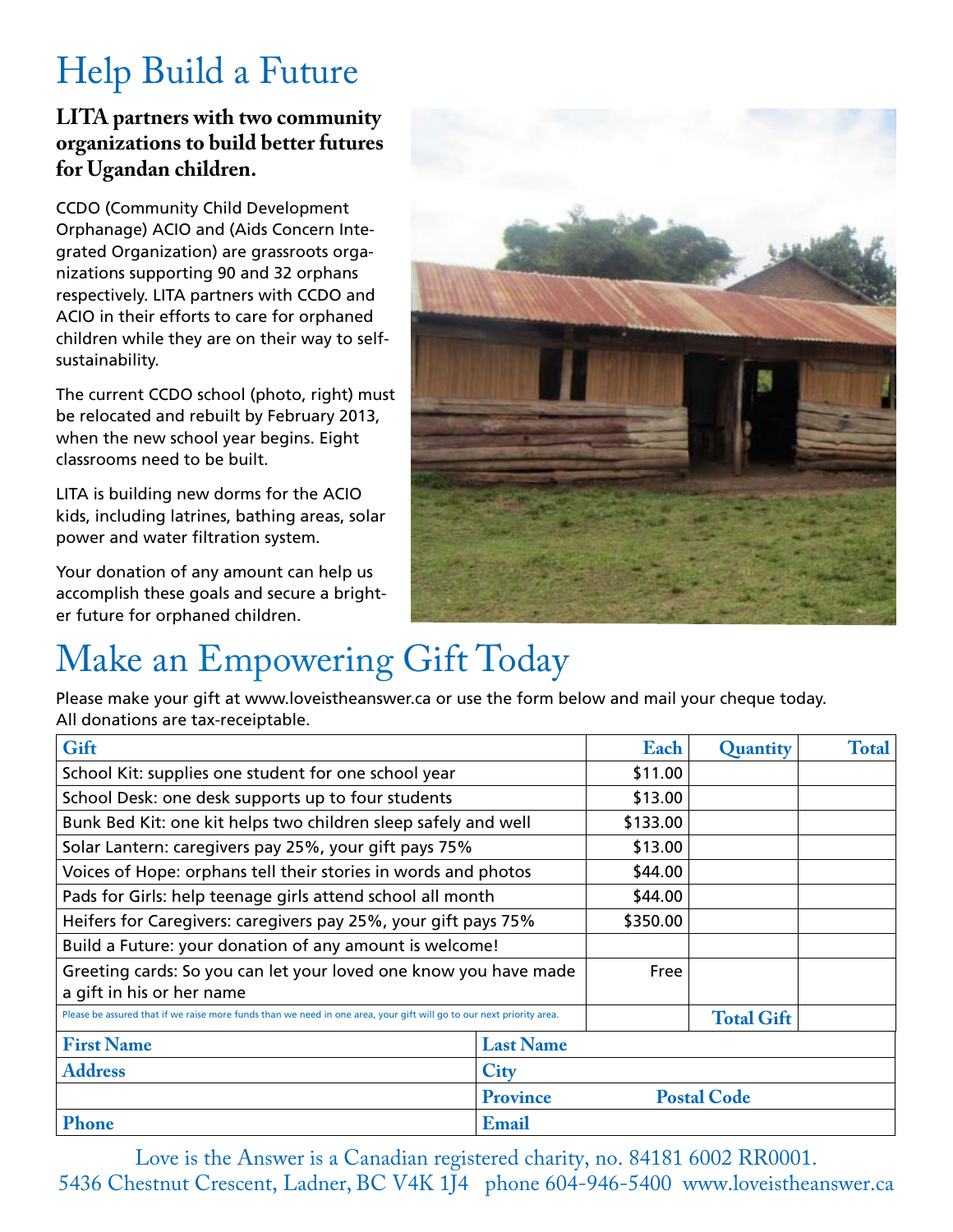# Help Build a Future

**LITA partners with two community organizations to build better futures for Ugandan children.**

CCDO (Community Child Development Orphanage) ACIO and (Aids Concern Integrated Organization) are grassroots organizations supporting 90 and 32 orphans respectively. LITA partners with CCDO and ACIO in their efforts to care for orphaned children while they are on their way to self-sustainability.

The current CCDO school (photo, right) must be relocated and rebuilt by February 2013, when the new school year begins. Eight classrooms need to be built.

LITA is building new dorms for the ACIO kids, including latrines, bathing areas, solar power and water filtration system.

Your donation of any amount can help us accomplish these goals and secure a brighter future for orphaned children.

# Make an Empowering Gift Today

Please make your gift at www.loveistheanswer.ca or use the form below and mail your cheque today. All donations are tax-receiptable.

| Gift | Each | Quantity | Total |
|---|---|---|---|
| School Kit: supplies one student for one school year | $11.00 | | |
| School Desk: one desk supports up to four students | $13.00 | | |
| Bunk Bed Kit: one kit helps two children sleep safely and well | $133.00 | | |
| Solar Lantern: caregivers pay 25%, your gift pays 75% | $13.00 | | |
| Voices of Hope: orphans tell their stories in words and photos | $44.00 | | |
| Pads for Girls: help teenage girls attend school all month | $44.00 | | |
| Heifers for Caregivers: caregivers pay 25%, your gift pays 75% | $350.00 | | |
| Build a Future: your donation of any amount is welcome! | | | |
| Greeting cards: So you can let your loved one know you have made a gift in his or her name | Free | | |
| Please be assured that if we raise more funds than we need in one area, your gift will go to our next priority area. | | **Total Gift** | |

| | | |
|---|---|---|
| **First Name** | **Last Name** | |
| **Address** | **City** | |
| | **Province** | **Postal Code** |
| **Phone** | **Email** | |

Love is the Answer is a Canadian registered charity, no. 84181 6002 RR0001.
5436 Chestnut Crescent, Ladner, BC V4K 1J4 phone 604-946-5400 www.loveistheanswer.ca